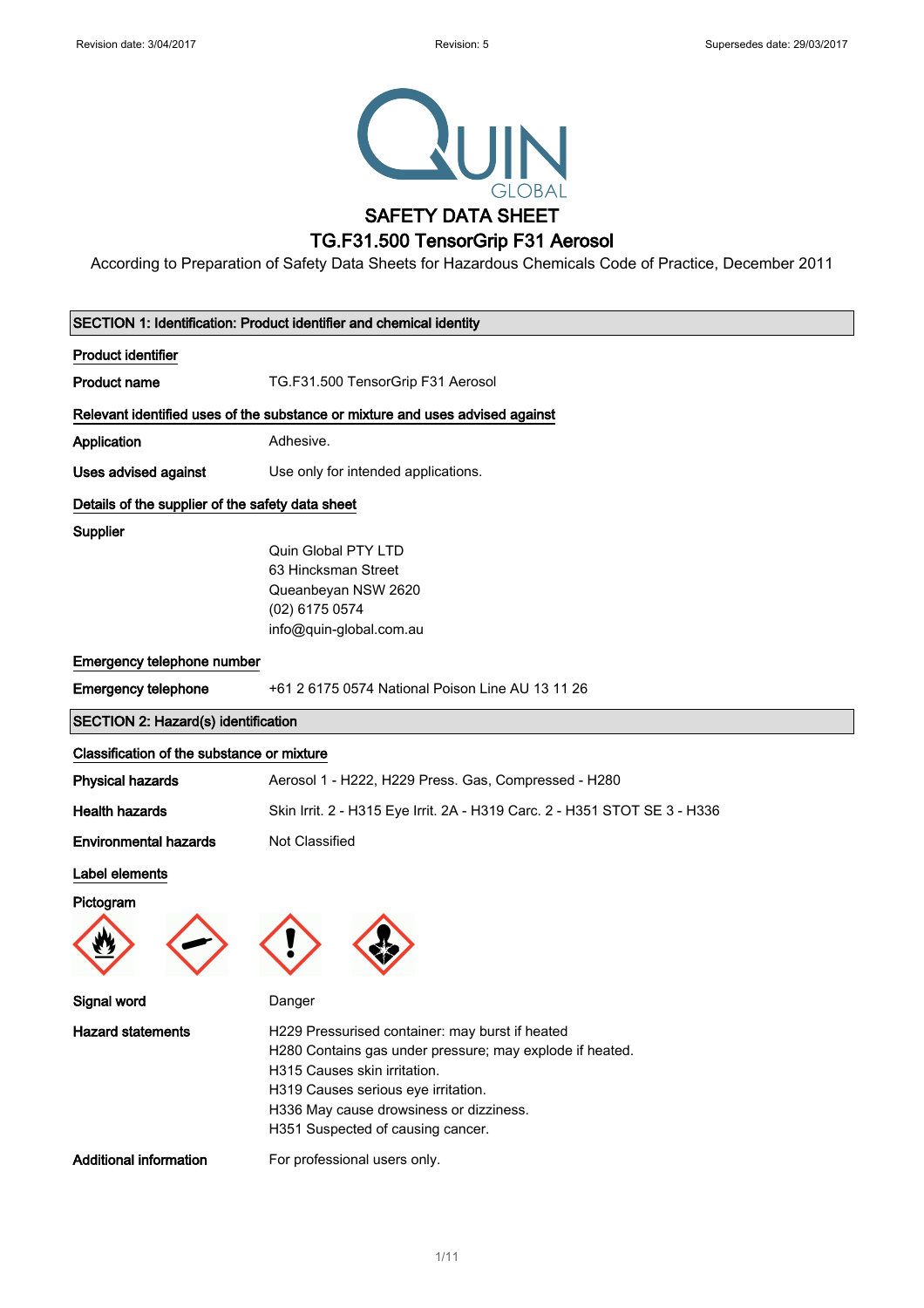# SAFETY DATA SHEET

## TG.F31.500 TensorGrip F31 Aerosol

According to Preparation of Safety Data Sheets for Hazardous Chemicals Code of Practice, December 2011

### SECTION 1: Identification: Product identifier and chemical identity

**Product identifier**

**Product name** TG.F31.500 TensorGrip F31 Aerosol

**Relevant identified uses of the substance or mixture and uses advised against**

**Application** Adhesive.

**Uses advised against** Use only for intended applications.

**Details of the supplier of the safety data sheet**

**Supplier**

Quin Global PTY LTD
63 Hincksman Street
Queanbeyan NSW 2620
(02) 6175 0574
info@quin-global.com.au

**Emergency telephone number**

**Emergency telephone** +61 2 6175 0574 National Poison Line AU 13 11 26

### SECTION 2: Hazard(s) identification

**Classification of the substance or mixture**

**Physical hazards** Aerosol 1 - H222, H229 Press. Gas, Compressed - H280

**Health hazards** Skin Irrit. 2 - H315 Eye Irrit. 2A - H319 Carc. 2 - H351 STOT SE 3 - H336

**Environmental hazards** Not Classified

**Label elements**

**Pictogram**

**Signal word** Danger

**Hazard statements**

H229 Pressurised container: may burst if heated
H280 Contains gas under pressure; may explode if heated.
H315 Causes skin irritation.
H319 Causes serious eye irritation.
H336 May cause drowsiness or dizziness.
H351 Suspected of causing cancer.

**Additional information** For professional users only.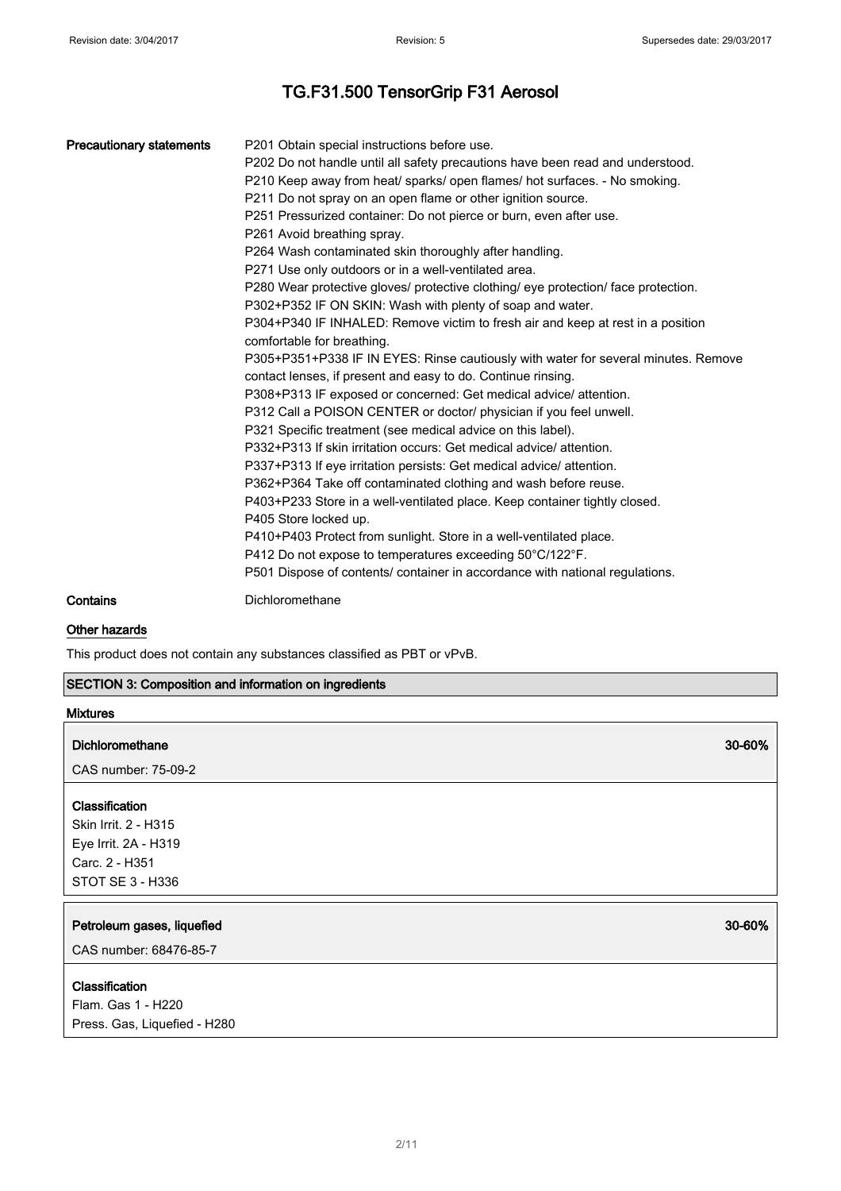# TG.F31.500 TensorGrip F31 Aerosol

**Precautionary statements**

P201 Obtain special instructions before use.
P202 Do not handle until all safety precautions have been read and understood.
P210 Keep away from heat/ sparks/ open flames/ hot surfaces. - No smoking.
P211 Do not spray on an open flame or other ignition source.
P251 Pressurized container: Do not pierce or burn, even after use.
P261 Avoid breathing spray.
P264 Wash contaminated skin thoroughly after handling.
P271 Use only outdoors or in a well-ventilated area.
P280 Wear protective gloves/ protective clothing/ eye protection/ face protection.
P302+P352 IF ON SKIN: Wash with plenty of soap and water.
P304+P340 IF INHALED: Remove victim to fresh air and keep at rest in a position comfortable for breathing.
P305+P351+P338 IF IN EYES: Rinse cautiously with water for several minutes. Remove contact lenses, if present and easy to do. Continue rinsing.
P308+P313 IF exposed or concerned: Get medical advice/ attention.
P312 Call a POISON CENTER or doctor/ physician if you feel unwell.
P321 Specific treatment (see medical advice on this label).
P332+P313 If skin irritation occurs: Get medical advice/ attention.
P337+P313 If eye irritation persists: Get medical advice/ attention.
P362+P364 Take off contaminated clothing and wash before reuse.
P403+P233 Store in a well-ventilated place. Keep container tightly closed.
P405 Store locked up.
P410+P403 Protect from sunlight. Store in a well-ventilated place.
P412 Do not expose to temperatures exceeding 50°C/122°F.
P501 Dispose of contents/ container in accordance with national regulations.

**Contains** Dichloromethane

## Other hazards

This product does not contain any substances classified as PBT or vPvB.

## SECTION 3: Composition and information on ingredients

### Mixtures

**Dichloromethane** 30-60%

CAS number: 75-09-2

**Classification**
Skin Irrit. 2 - H315
Eye Irrit. 2A - H319
Carc. 2 - H351
STOT SE 3 - H336

**Petroleum gases, liquefied** 30-60%

CAS number: 68476-85-7

**Classification**
Flam. Gas 1 - H220
Press. Gas, Liquefied - H280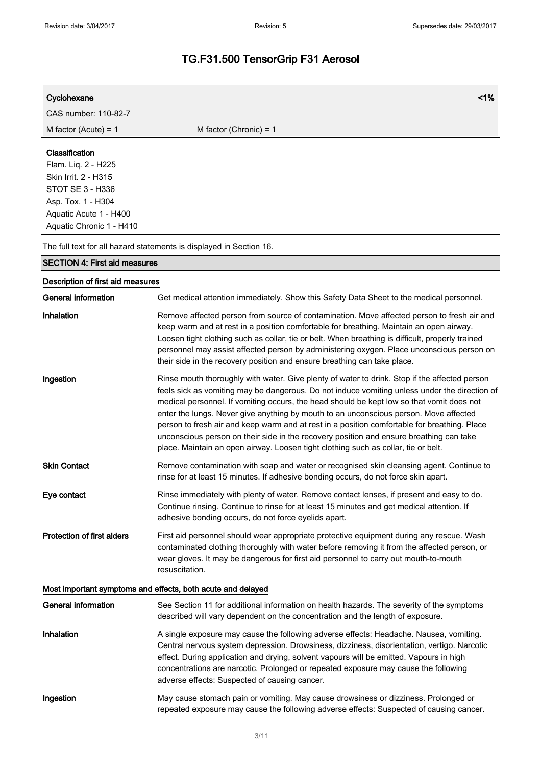**Cyclohexane** <1%

CAS number: 110-82-7

M factor (Acute) = 1 M factor (Chronic) = 1

**Classification**
Flam. Liq. 2 - H225
Skin Irrit. 2 - H315
STOT SE 3 - H336
Asp. Tox. 1 - H304
Aquatic Acute 1 - H400
Aquatic Chronic 1 - H410

The full text for all hazard statements is displayed in Section 16.

## SECTION 4: First aid measures

### Description of first aid measures

| | |
|---|---|
| **General information** | Get medical attention immediately. Show this Safety Data Sheet to the medical personnel. |
| **Inhalation** | Remove affected person from source of contamination. Move affected person to fresh air and keep warm and at rest in a position comfortable for breathing. Maintain an open airway. Loosen tight clothing such as collar, tie or belt. When breathing is difficult, properly trained personnel may assist affected person by administering oxygen. Place unconscious person on their side in the recovery position and ensure breathing can take place. |
| **Ingestion** | Rinse mouth thoroughly with water. Give plenty of water to drink. Stop if the affected person feels sick as vomiting may be dangerous. Do not induce vomiting unless under the direction of medical personnel. If vomiting occurs, the head should be kept low so that vomit does not enter the lungs. Never give anything by mouth to an unconscious person. Move affected person to fresh air and keep warm and at rest in a position comfortable for breathing. Place unconscious person on their side in the recovery position and ensure breathing can take place. Maintain an open airway. Loosen tight clothing such as collar, tie or belt. |
| **Skin Contact** | Remove contamination with soap and water or recognised skin cleansing agent. Continue to rinse for at least 15 minutes. If adhesive bonding occurs, do not force skin apart. |
| **Eye contact** | Rinse immediately with plenty of water. Remove contact lenses, if present and easy to do. Continue rinsing. Continue to rinse for at least 15 minutes and get medical attention. If adhesive bonding occurs, do not force eyelids apart. |
| **Protection of first aiders** | First aid personnel should wear appropriate protective equipment during any rescue. Wash contaminated clothing thoroughly with water before removing it from the affected person, or wear gloves. It may be dangerous for first aid personnel to carry out mouth-to-mouth resuscitation. |

### Most important symptoms and effects, both acute and delayed

| | |
|---|---|
| **General information** | See Section 11 for additional information on health hazards. The severity of the symptoms described will vary dependent on the concentration and the length of exposure. |
| **Inhalation** | A single exposure may cause the following adverse effects: Headache. Nausea, vomiting. Central nervous system depression. Drowsiness, dizziness, disorientation, vertigo. Narcotic effect. During application and drying, solvent vapours will be emitted. Vapours in high concentrations are narcotic. Prolonged or repeated exposure may cause the following adverse effects: Suspected of causing cancer. |
| **Ingestion** | May cause stomach pain or vomiting. May cause drowsiness or dizziness. Prolonged or repeated exposure may cause the following adverse effects: Suspected of causing cancer. |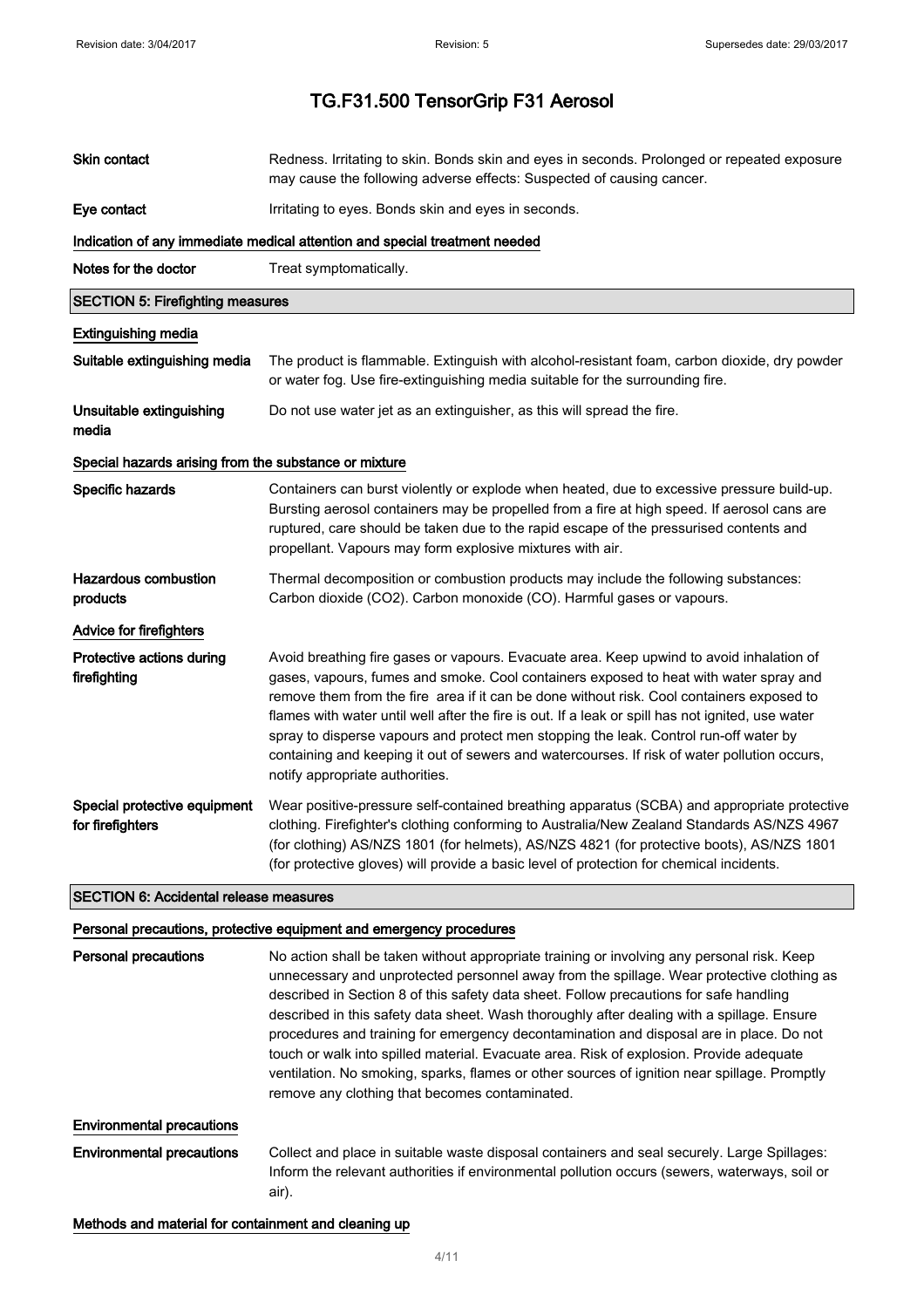| | |
|---|---|
| **Skin contact** | Redness. Irritating to skin. Bonds skin and eyes in seconds. Prolonged or repeated exposure may cause the following adverse effects: Suspected of causing cancer. |
| **Eye contact** | Irritating to eyes. Bonds skin and eyes in seconds. |

#### Indication of any immediate medical attention and special treatment needed

| | |
|---|---|
| **Notes for the doctor** | Treat symptomatically. |

## SECTION 5: Firefighting measures

#### Extinguishing media

| | |
|---|---|
| **Suitable extinguishing media** | The product is flammable. Extinguish with alcohol-resistant foam, carbon dioxide, dry powder or water fog. Use fire-extinguishing media suitable for the surrounding fire. |
| **Unsuitable extinguishing media** | Do not use water jet as an extinguisher, as this will spread the fire. |

#### Special hazards arising from the substance or mixture

| | |
|---|---|
| **Specific hazards** | Containers can burst violently or explode when heated, due to excessive pressure build-up. Bursting aerosol containers may be propelled from a fire at high speed. If aerosol cans are ruptured, care should be taken due to the rapid escape of the pressurised contents and propellant. Vapours may form explosive mixtures with air. |
| **Hazardous combustion products** | Thermal decomposition or combustion products may include the following substances: Carbon dioxide ($CO_2$). Carbon monoxide (CO). Harmful gases or vapours. |

#### Advice for firefighters

| | |
|---|---|
| **Protective actions during firefighting** | Avoid breathing fire gases or vapours. Evacuate area. Keep upwind to avoid inhalation of gases, vapours, fumes and smoke. Cool containers exposed to heat with water spray and remove them from the fire area if it can be done without risk. Cool containers exposed to flames with water until well after the fire is out. If a leak or spill has not ignited, use water spray to disperse vapours and protect men stopping the leak. Control run-off water by containing and keeping it out of sewers and watercourses. If risk of water pollution occurs, notify appropriate authorities. |
| **Special protective equipment for firefighters** | Wear positive-pressure self-contained breathing apparatus (SCBA) and appropriate protective clothing. Firefighter's clothing conforming to Australia/New Zealand Standards AS/NZS 4967 (for clothing) AS/NZS 1801 (for helmets), AS/NZS 4821 (for protective boots), AS/NZS 1801 (for protective gloves) will provide a basic level of protection for chemical incidents. |

## SECTION 6: Accidental release measures

#### Personal precautions, protective equipment and emergency procedures

| | |
|---|---|
| **Personal precautions** | No action shall be taken without appropriate training or involving any personal risk. Keep unnecessary and unprotected personnel away from the spillage. Wear protective clothing as described in Section 8 of this safety data sheet. Follow precautions for safe handling described in this safety data sheet. Wash thoroughly after dealing with a spillage. Ensure procedures and training for emergency decontamination and disposal are in place. Do not touch or walk into spilled material. Evacuate area. Risk of explosion. Provide adequate ventilation. No smoking, sparks, flames or other sources of ignition near spillage. Promptly remove any clothing that becomes contaminated. |

#### Environmental precautions

| | |
|---|---|
| **Environmental precautions** | Collect and place in suitable waste disposal containers and seal securely. Large Spillages: Inform the relevant authorities if environmental pollution occurs (sewers, waterways, soil or air). |

#### Methods and material for containment and cleaning up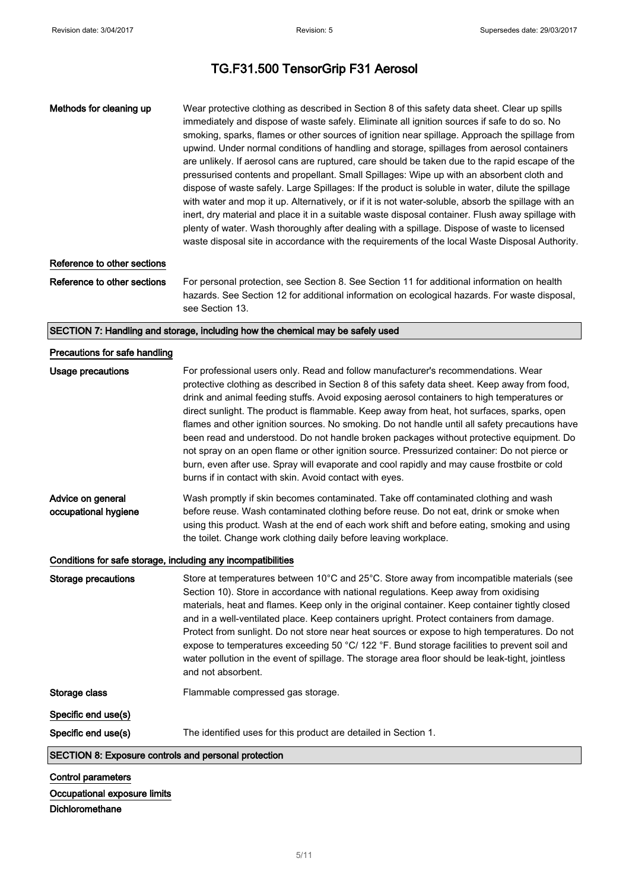**Methods for cleaning up** Wear protective clothing as described in Section 8 of this safety data sheet. Clear up spills immediately and dispose of waste safely. Eliminate all ignition sources if safe to do so. No smoking, sparks, flames or other sources of ignition near spillage. Approach the spillage from upwind. Under normal conditions of handling and storage, spillages from aerosol containers are unlikely. If aerosol cans are ruptured, care should be taken due to the rapid escape of the pressurised contents and propellant. Small Spillages: Wipe up with an absorbent cloth and dispose of waste safely. Large Spillages: If the product is soluble in water, dilute the spillage with water and mop it up. Alternatively, or if it is not water-soluble, absorb the spillage with an inert, dry material and place it in a suitable waste disposal container. Flush away spillage with plenty of water. Wash thoroughly after dealing with a spillage. Dispose of waste to licensed waste disposal site in accordance with the requirements of the local Waste Disposal Authority.

### Reference to other sections

**Reference to other sections** For personal protection, see Section 8. See Section 11 for additional information on health hazards. See Section 12 for additional information on ecological hazards. For waste disposal, see Section 13.

## SECTION 7: Handling and storage, including how the chemical may be safely used

### Precautions for safe handling

**Usage precautions** For professional users only. Read and follow manufacturer's recommendations. Wear protective clothing as described in Section 8 of this safety data sheet. Keep away from food, drink and animal feeding stuffs. Avoid exposing aerosol containers to high temperatures or direct sunlight. The product is flammable. Keep away from heat, hot surfaces, sparks, open flames and other ignition sources. No smoking. Do not handle until all safety precautions have been read and understood. Do not handle broken packages without protective equipment. Do not spray on an open flame or other ignition source. Pressurized container: Do not pierce or burn, even after use. Spray will evaporate and cool rapidly and may cause frostbite or cold burns if in contact with skin. Avoid contact with eyes.

**Advice on general occupational hygiene** Wash promptly if skin becomes contaminated. Take off contaminated clothing and wash before reuse. Wash contaminated clothing before reuse. Do not eat, drink or smoke when using this product. Wash at the end of each work shift and before eating, smoking and using the toilet. Change work clothing daily before leaving workplace.

### Conditions for safe storage, including any incompatibilities

**Storage precautions** Store at temperatures between 10°C and 25°C. Store away from incompatible materials (see Section 10). Store in accordance with national regulations. Keep away from oxidising materials, heat and flames. Keep only in the original container. Keep container tightly closed and in a well-ventilated place. Keep containers upright. Protect containers from damage. Protect from sunlight. Do not store near heat sources or expose to high temperatures. Do not expose to temperatures exceeding 50 °C/ 122 °F. Bund storage facilities to prevent soil and water pollution in the event of spillage. The storage area floor should be leak-tight, jointless and not absorbent.

**Storage class** Flammable compressed gas storage.

### Specific end use(s)

**Specific end use(s)** The identified uses for this product are detailed in Section 1.

## SECTION 8: Exposure controls and personal protection

### Control parameters

### Occupational exposure limits

**Dichloromethane**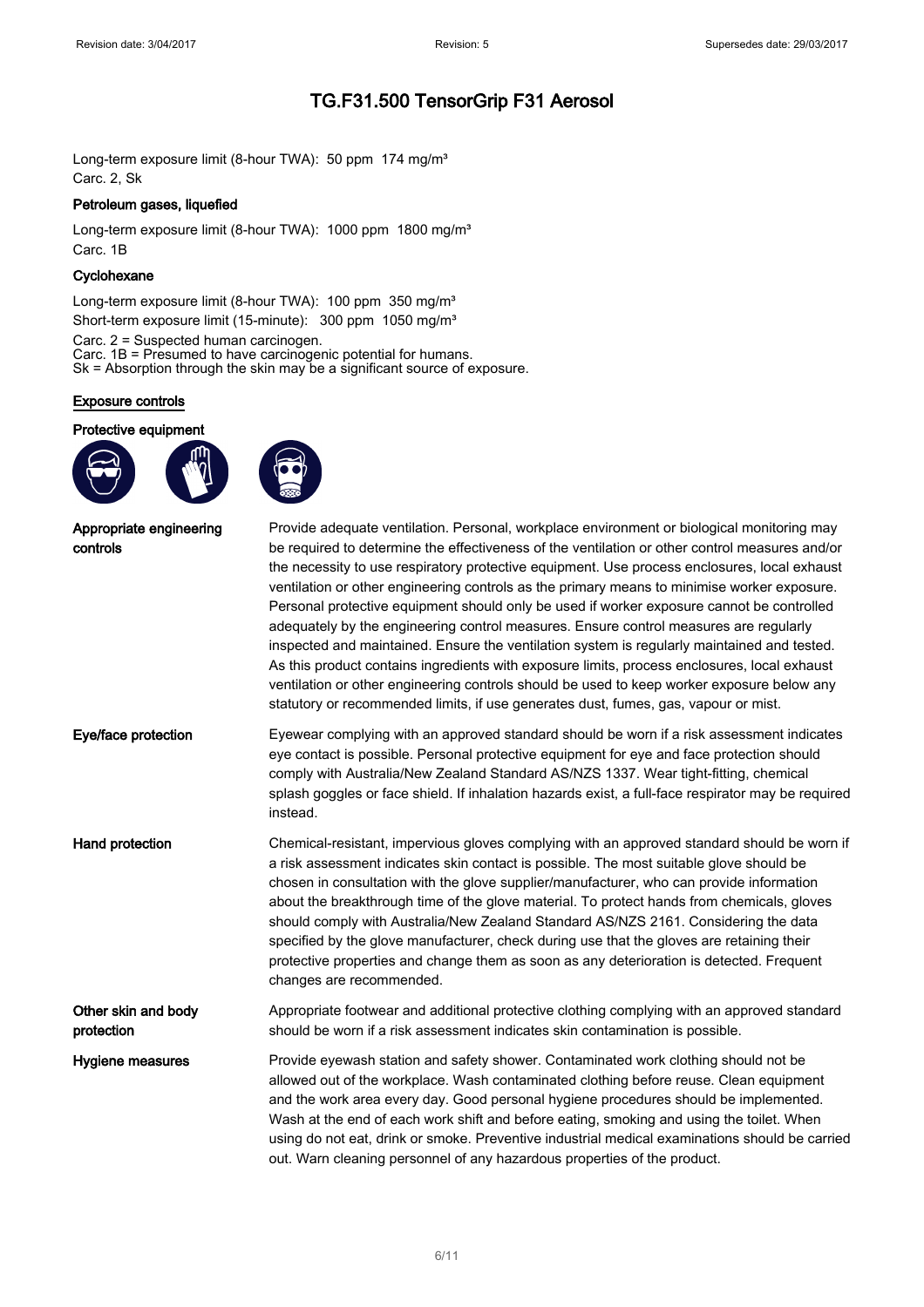# TG.F31.500 TensorGrip F31 Aerosol

Long-term exposure limit (8-hour TWA): 50 ppm 174 mg/m³
Carc. 2, Sk

**Petroleum gases, liquefied**

Long-term exposure limit (8-hour TWA): 1000 ppm 1800 mg/m³
Carc. 1B

**Cyclohexane**

Long-term exposure limit (8-hour TWA): 100 ppm 350 mg/m³
Short-term exposure limit (15-minute): 300 ppm 1050 mg/m³

Carc. 2 = Suspected human carcinogen.
Carc. 1B = Presumed to have carcinogenic potential for humans.
Sk = Absorption through the skin may be a significant source of exposure.

## Exposure controls

**Protective equipment**

| | |
|---|---|
| **Appropriate engineering controls** | Provide adequate ventilation. Personal, workplace environment or biological monitoring may be required to determine the effectiveness of the ventilation or other control measures and/or the necessity to use respiratory protective equipment. Use process enclosures, local exhaust ventilation or other engineering controls as the primary means to minimise worker exposure. Personal protective equipment should only be used if worker exposure cannot be controlled adequately by the engineering control measures. Ensure control measures are regularly inspected and maintained. Ensure the ventilation system is regularly maintained and tested. As this product contains ingredients with exposure limits, process enclosures, local exhaust ventilation or other engineering controls should be used to keep worker exposure below any statutory or recommended limits, if use generates dust, fumes, gas, vapour or mist. |
| **Eye/face protection** | Eyewear complying with an approved standard should be worn if a risk assessment indicates eye contact is possible. Personal protective equipment for eye and face protection should comply with Australia/New Zealand Standard AS/NZS 1337. Wear tight-fitting, chemical splash goggles or face shield. If inhalation hazards exist, a full-face respirator may be required instead. |
| **Hand protection** | Chemical-resistant, impervious gloves complying with an approved standard should be worn if a risk assessment indicates skin contact is possible. The most suitable glove should be chosen in consultation with the glove supplier/manufacturer, who can provide information about the breakthrough time of the glove material. To protect hands from chemicals, gloves should comply with Australia/New Zealand Standard AS/NZS 2161. Considering the data specified by the glove manufacturer, check during use that the gloves are retaining their protective properties and change them as soon as any deterioration is detected. Frequent changes are recommended. |
| **Other skin and body protection** | Appropriate footwear and additional protective clothing complying with an approved standard should be worn if a risk assessment indicates skin contamination is possible. |
| **Hygiene measures** | Provide eyewash station and safety shower. Contaminated work clothing should not be allowed out of the workplace. Wash contaminated clothing before reuse. Clean equipment and the work area every day. Good personal hygiene procedures should be implemented. Wash at the end of each work shift and before eating, smoking and using the toilet. When using do not eat, drink or smoke. Preventive industrial medical examinations should be carried out. Warn cleaning personnel of any hazardous properties of the product. |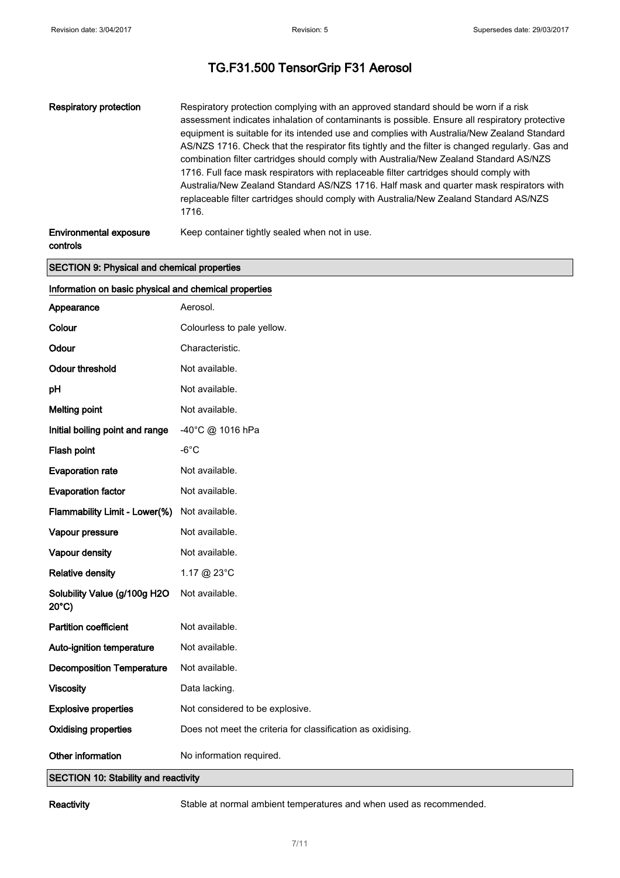| | |
|---|---|
| **Respiratory protection** | Respiratory protection complying with an approved standard should be worn if a risk assessment indicates inhalation of contaminants is possible. Ensure all respiratory protective equipment is suitable for its intended use and complies with Australia/New Zealand Standard AS/NZS 1716. Check that the respirator fits tightly and the filter is changed regularly. Gas and combination filter cartridges should comply with Australia/New Zealand Standard AS/NZS 1716. Full face mask respirators with replaceable filter cartridges should comply with Australia/New Zealand Standard AS/NZS 1716. Half mask and quarter mask respirators with replaceable filter cartridges should comply with Australia/New Zealand Standard AS/NZS 1716. |
| **Environmental exposure controls** | Keep container tightly sealed when not in use. |

## SECTION 9: Physical and chemical properties

### Information on basic physical and chemical properties

| | |
|---|---|
| **Appearance** | Aerosol. |
| **Colour** | Colourless to pale yellow. |
| **Odour** | Characteristic. |
| **Odour threshold** | Not available. |
| **pH** | Not available. |
| **Melting point** | Not available. |
| **Initial boiling point and range** | -40°C @ 1016 hPa |
| **Flash point** | -6°C |
| **Evaporation rate** | Not available. |
| **Evaporation factor** | Not available. |
| **Flammability Limit - Lower(%)** | Not available. |
| **Vapour pressure** | Not available. |
| **Vapour density** | Not available. |
| **Relative density** | 1.17 @ 23°C |
| **Solubility Value (g/100g H2O 20°C)** | Not available. |
| **Partition coefficient** | Not available. |
| **Auto-ignition temperature** | Not available. |
| **Decomposition Temperature** | Not available. |
| **Viscosity** | Data lacking. |
| **Explosive properties** | Not considered to be explosive. |
| **Oxidising properties** | Does not meet the criteria for classification as oxidising. |
| **Other information** | No information required. |

## SECTION 10: Stability and reactivity

| | |
|---|---|
| **Reactivity** | Stable at normal ambient temperatures and when used as recommended. |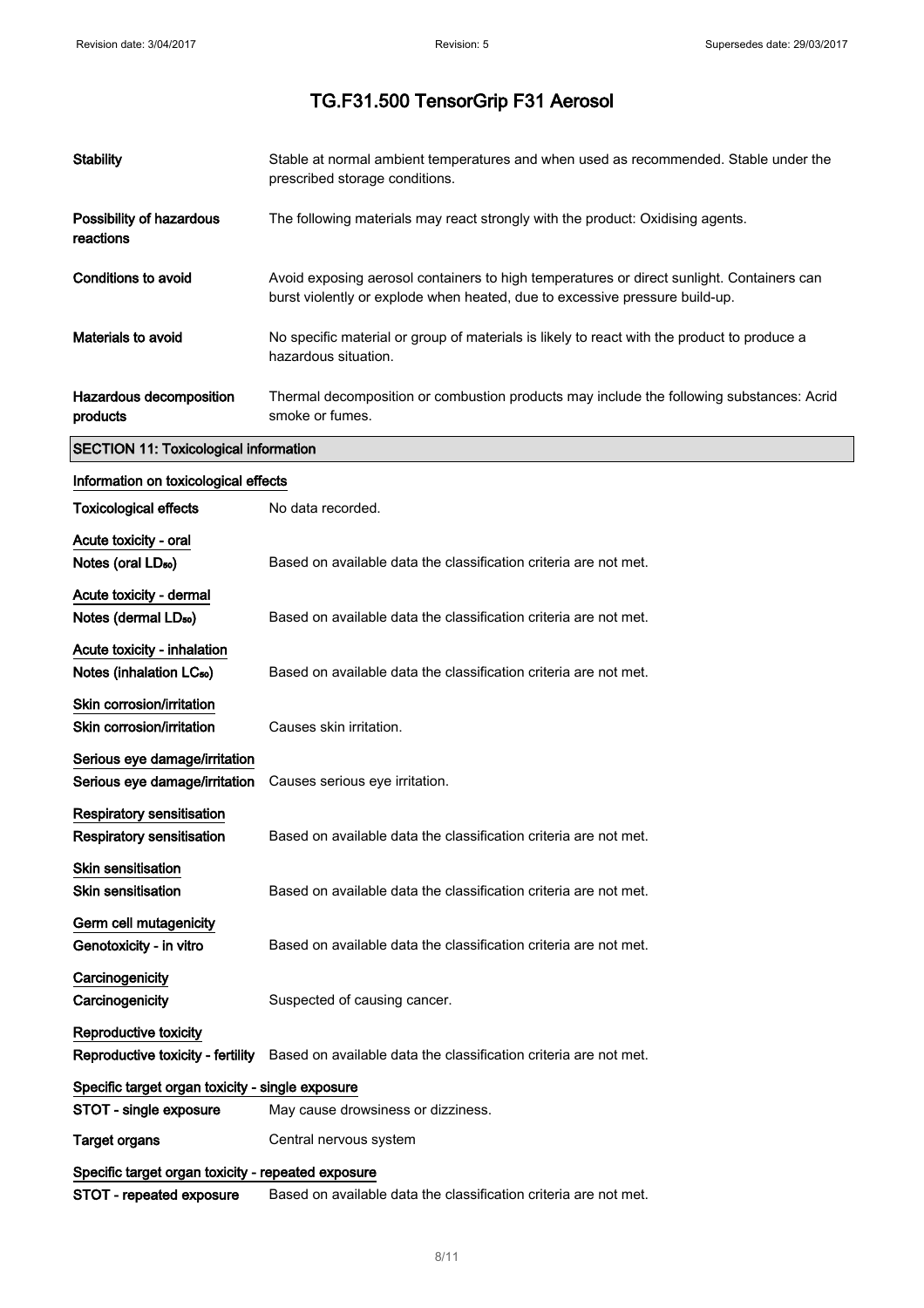# TG.F31.500 TensorGrip F31 Aerosol

| | |
|---|---|
| **Stability** | Stable at normal ambient temperatures and when used as recommended. Stable under the prescribed storage conditions. |
| **Possibility of hazardous reactions** | The following materials may react strongly with the product: Oxidising agents. |
| **Conditions to avoid** | Avoid exposing aerosol containers to high temperatures or direct sunlight. Containers can burst violently or explode when heated, due to excessive pressure build-up. |
| **Materials to avoid** | No specific material or group of materials is likely to react with the product to produce a hazardous situation. |
| **Hazardous decomposition products** | Thermal decomposition or combustion products may include the following substances: Acrid smoke or fumes. |

## SECTION 11: Toxicological information

### Information on toxicological effects

**Toxicological effects** No data recorded.

**Acute toxicity - oral**

**Notes (oral $LD_{50}$)** Based on available data the classification criteria are not met.

**Acute toxicity - dermal**

**Notes (dermal $LD_{50}$)** Based on available data the classification criteria are not met.

**Acute toxicity - inhalation**

**Notes (inhalation $LC_{50}$)** Based on available data the classification criteria are not met.

**Skin corrosion/irritation**

**Skin corrosion/irritation** Causes skin irritation.

**Serious eye damage/irritation**

**Serious eye damage/irritation** Causes serious eye irritation.

**Respiratory sensitisation**

**Respiratory sensitisation** Based on available data the classification criteria are not met.

**Skin sensitisation**

**Skin sensitisation** Based on available data the classification criteria are not met.

**Germ cell mutagenicity**

**Genotoxicity - in vitro** Based on available data the classification criteria are not met.

**Carcinogenicity**

**Carcinogenicity** Suspected of causing cancer.

**Reproductive toxicity**

**Reproductive toxicity - fertility** Based on available data the classification criteria are not met.

**Specific target organ toxicity - single exposure**

**STOT - single exposure** May cause drowsiness or dizziness.

**Target organs** Central nervous system

**Specific target organ toxicity - repeated exposure**

**STOT - repeated exposure** Based on available data the classification criteria are not met.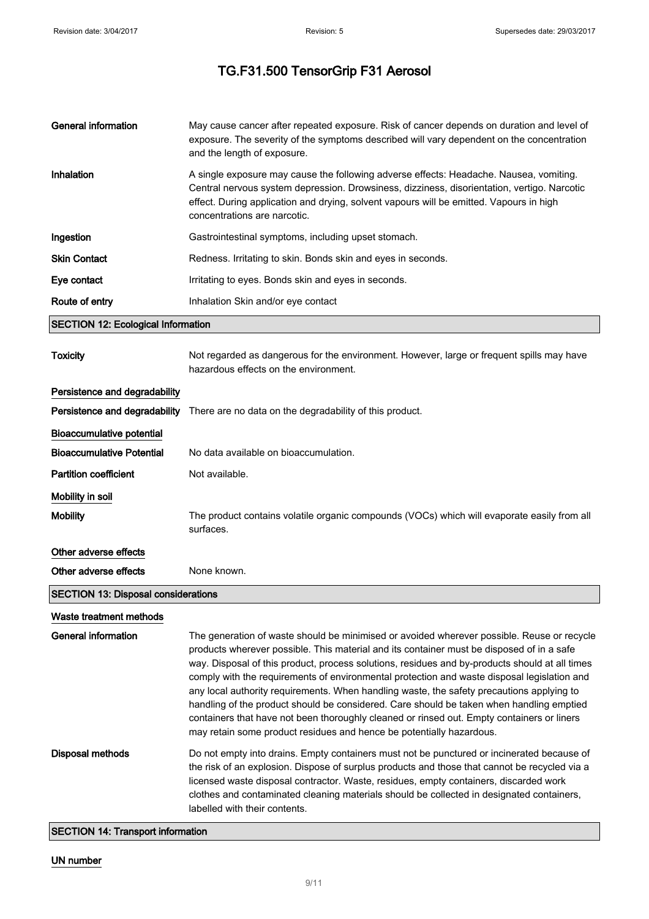| | |
|---|---|
| **General information** | May cause cancer after repeated exposure. Risk of cancer depends on duration and level of exposure. The severity of the symptoms described will vary dependent on the concentration and the length of exposure. |
| **Inhalation** | A single exposure may cause the following adverse effects: Headache. Nausea, vomiting. Central nervous system depression. Drowsiness, dizziness, disorientation, vertigo. Narcotic effect. During application and drying, solvent vapours will be emitted. Vapours in high concentrations are narcotic. |
| **Ingestion** | Gastrointestinal symptoms, including upset stomach. |
| **Skin Contact** | Redness. Irritating to skin. Bonds skin and eyes in seconds. |
| **Eye contact** | Irritating to eyes. Bonds skin and eyes in seconds. |
| **Route of entry** | Inhalation Skin and/or eye contact |

## SECTION 12: Ecological Information

| | |
|---|---|
| **Toxicity** | Not regarded as dangerous for the environment. However, large or frequent spills may have hazardous effects on the environment. |

### Persistence and degradability

| | |
|---|---|
| **Persistence and degradability** | There are no data on the degradability of this product. |

### Bioaccumulative potential

| | |
|---|---|
| **Bioaccumulative Potential** | No data available on bioaccumulation. |
| **Partition coefficient** | Not available. |

### Mobility in soil

| | |
|---|---|
| **Mobility** | The product contains volatile organic compounds (VOCs) which will evaporate easily from all surfaces. |

### Other adverse effects

| | |
|---|---|
| **Other adverse effects** | None known. |

## SECTION 13: Disposal considerations

### Waste treatment methods

| | |
|---|---|
| **General information** | The generation of waste should be minimised or avoided wherever possible. Reuse or recycle products wherever possible. This material and its container must be disposed of in a safe way. Disposal of this product, process solutions, residues and by-products should at all times comply with the requirements of environmental protection and waste disposal legislation and any local authority requirements. When handling waste, the safety precautions applying to handling of the product should be considered. Care should be taken when handling emptied containers that have not been thoroughly cleaned or rinsed out. Empty containers or liners may retain some product residues and hence be potentially hazardous. |
| **Disposal methods** | Do not empty into drains. Empty containers must not be punctured or incinerated because of the risk of an explosion. Dispose of surplus products and those that cannot be recycled via a licensed waste disposal contractor. Waste, residues, empty containers, discarded work clothes and contaminated cleaning materials should be collected in designated containers, labelled with their contents. |

## SECTION 14: Transport information

### UN number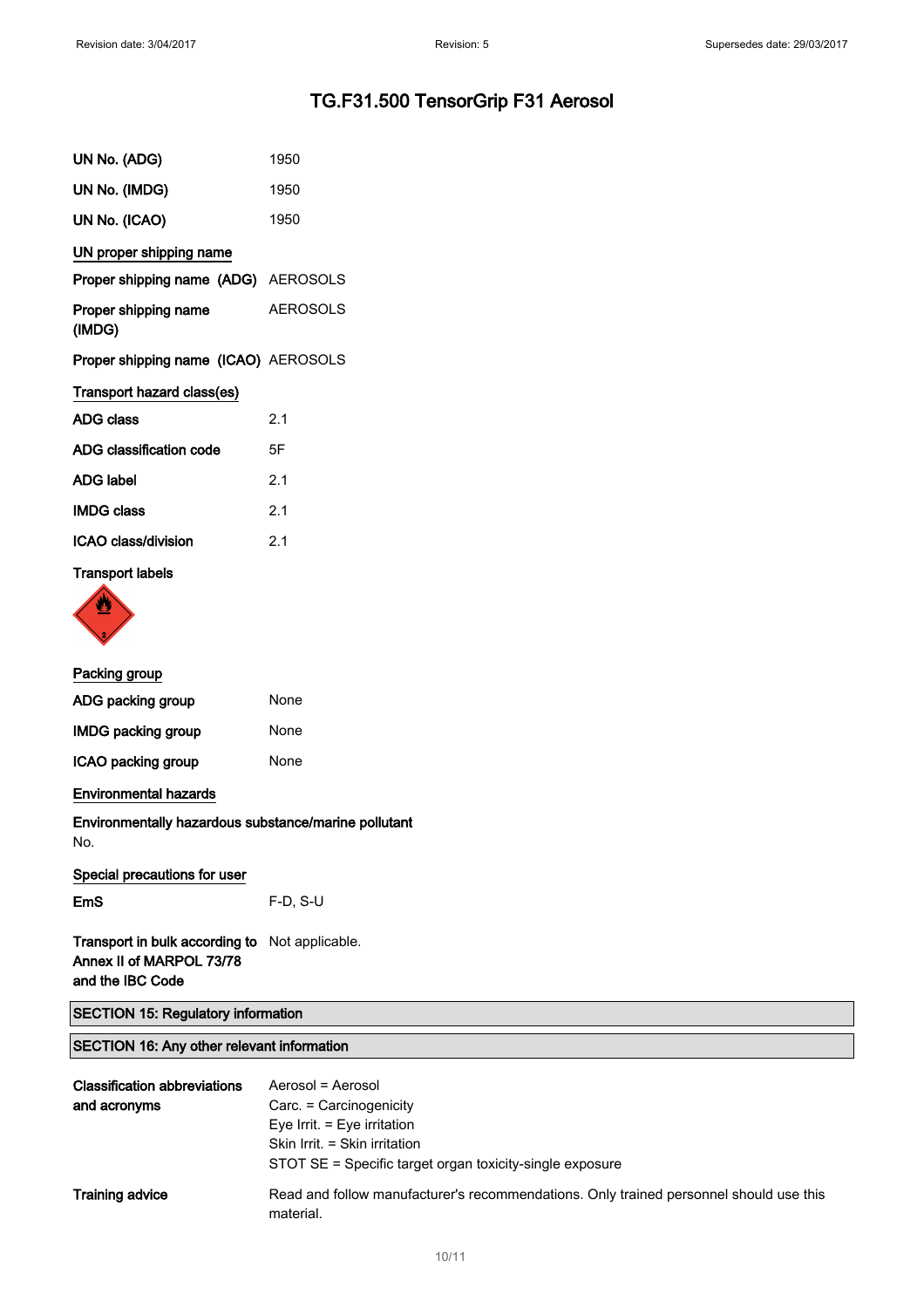# TG.F31.500 TensorGrip F31 Aerosol

| | |
|---|---|
| **UN No. (ADG)** | 1950 |
| **UN No. (IMDG)** | 1950 |
| **UN No. (ICAO)** | 1950 |

**UN proper shipping name**

| | |
|---|---|
| **Proper shipping name (ADG)** | AEROSOLS |
| **Proper shipping name (IMDG)** | AEROSOLS |
| **Proper shipping name (ICAO)** | AEROSOLS |

**Transport hazard class(es)**

| | |
|---|---|
| **ADG class** | 2.1 |
| **ADG classification code** | 5F |
| **ADG label** | 2.1 |
| **IMDG class** | 2.1 |
| **ICAO class/division** | 2.1 |

**Transport labels**

**Packing group**

| | |
|---|---|
| **ADG packing group** | None |
| **IMDG packing group** | None |
| **ICAO packing group** | None |

**Environmental hazards**

**Environmentally hazardous substance/marine pollutant**
No.

**Special precautions for user**

| | |
|---|---|
| **EmS** | F-D, S-U |
| **Transport in bulk according to Annex II of MARPOL 73/78 and the IBC Code** | Not applicable. |

## SECTION 15: Regulatory information

## SECTION 16: Any other relevant information

| | |
|---|---|
| **Classification abbreviations and acronyms** | Aerosol = Aerosol<br>Carc. = Carcinogenicity<br>Eye Irrit. = Eye irritation<br>Skin Irrit. = Skin irritation<br>STOT SE = Specific target organ toxicity-single exposure |
| **Training advice** | Read and follow manufacturer's recommendations. Only trained personnel should use this material. |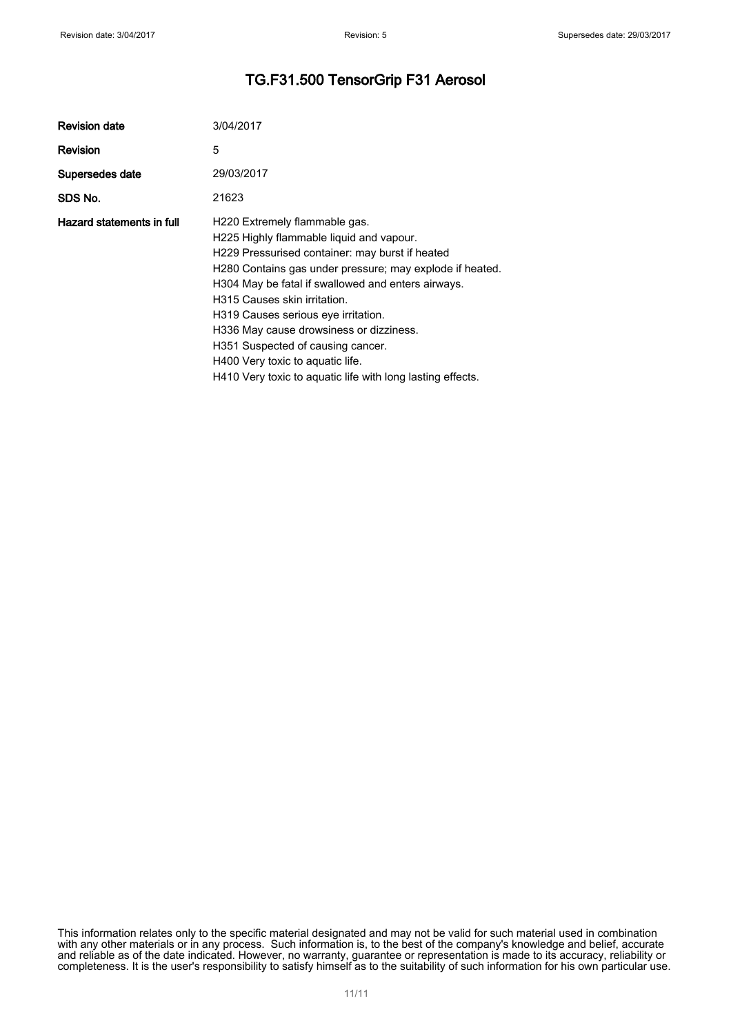# TG.F31.500 TensorGrip F31 Aerosol

| | |
|---|---|
| **Revision date** | 3/04/2017 |
| **Revision** | 5 |
| **Supersedes date** | 29/03/2017 |
| **SDS No.** | 21623 |
| **Hazard statements in full** | H220 Extremely flammable gas.<br>H225 Highly flammable liquid and vapour.<br>H229 Pressurised container: may burst if heated<br>H280 Contains gas under pressure; may explode if heated.<br>H304 May be fatal if swallowed and enters airways.<br>H315 Causes skin irritation.<br>H319 Causes serious eye irritation.<br>H336 May cause drowsiness or dizziness.<br>H351 Suspected of causing cancer.<br>H400 Very toxic to aquatic life.<br>H410 Very toxic to aquatic life with long lasting effects. |

This information relates only to the specific material designated and may not be valid for such material used in combination with any other materials or in any process. Such information is, to the best of the company's knowledge and belief, accurate and reliable as of the date indicated. However, no warranty, guarantee or representation is made to its accuracy, reliability or completeness. It is the user's responsibility to satisfy himself as to the suitability of such information for his own particular use.